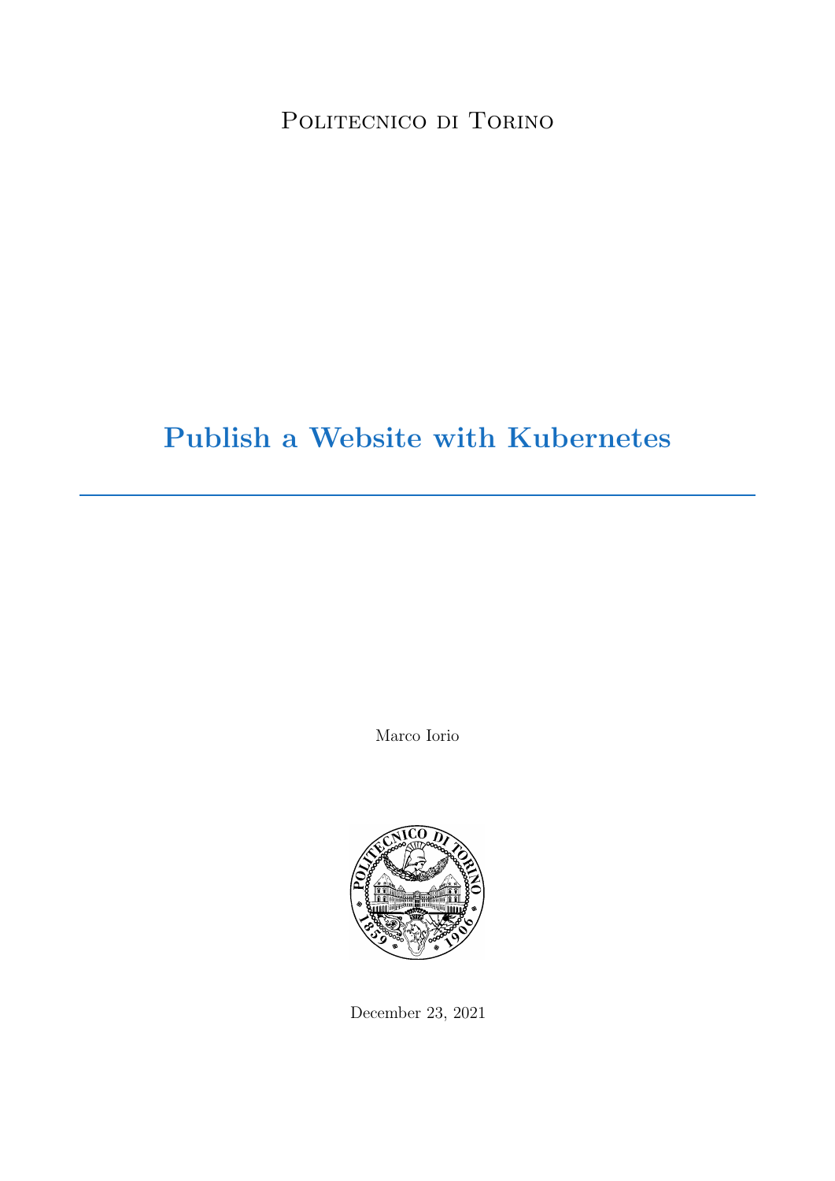Politecnico di Torino

# Publish a Website with Kubernetes

---

Marco Iorio

December 23, 2021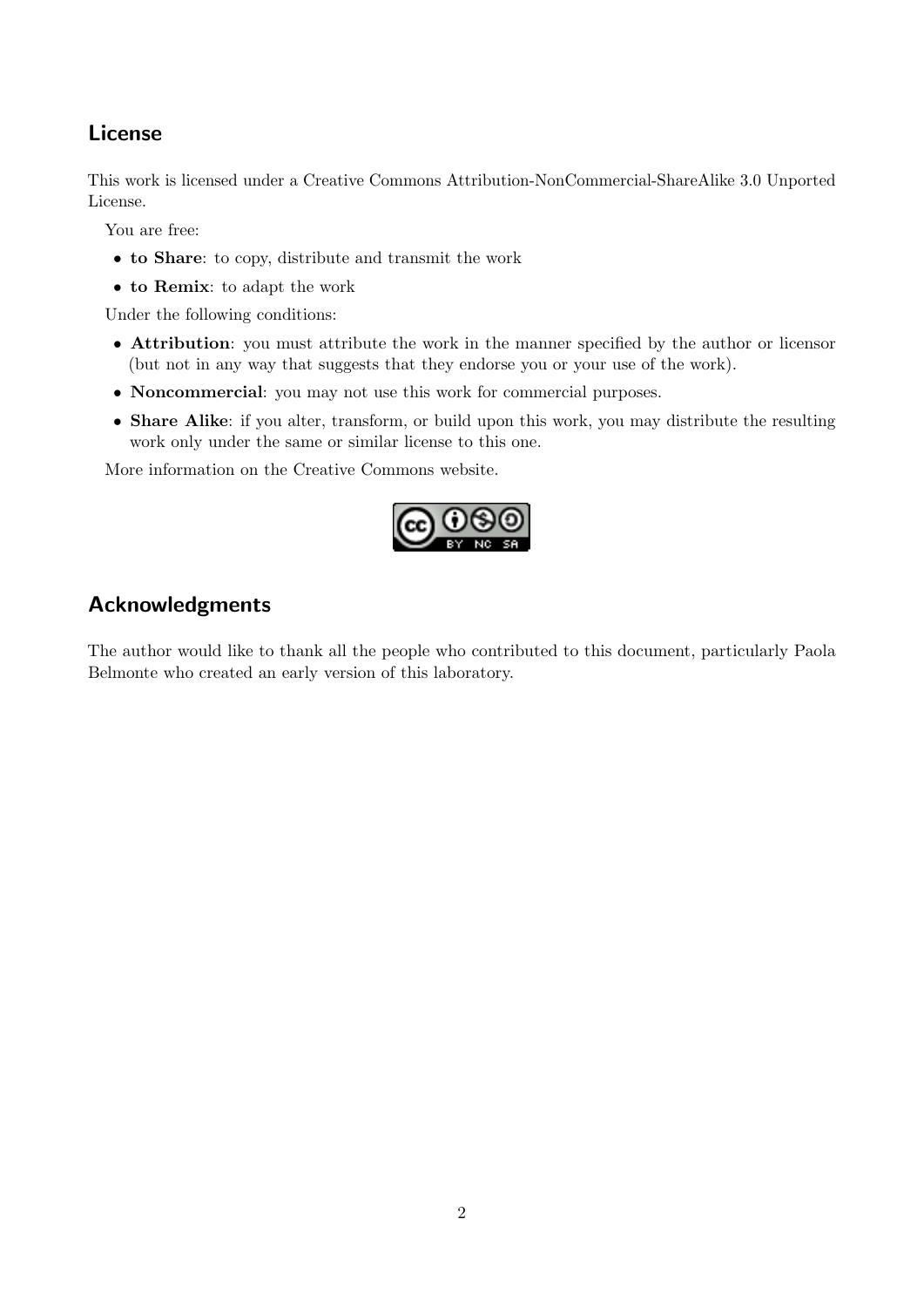## License

This work is licensed under a Creative Commons Attribution-NonCommercial-ShareAlike 3.0 Unported License.

You are free:

- **to Share**: to copy, distribute and transmit the work
- **to Remix**: to adapt the work

Under the following conditions:

- **Attribution**: you must attribute the work in the manner specified by the author or licensor (but not in any way that suggests that they endorse you or your use of the work).
- **Noncommercial**: you may not use this work for commercial purposes.
- **Share Alike**: if you alter, transform, or build upon this work, you may distribute the resulting work only under the same or similar license to this one.

More information on the Creative Commons website.

## Acknowledgments

The author would like to thank all the people who contributed to this document, particularly Paola Belmonte who created an early version of this laboratory.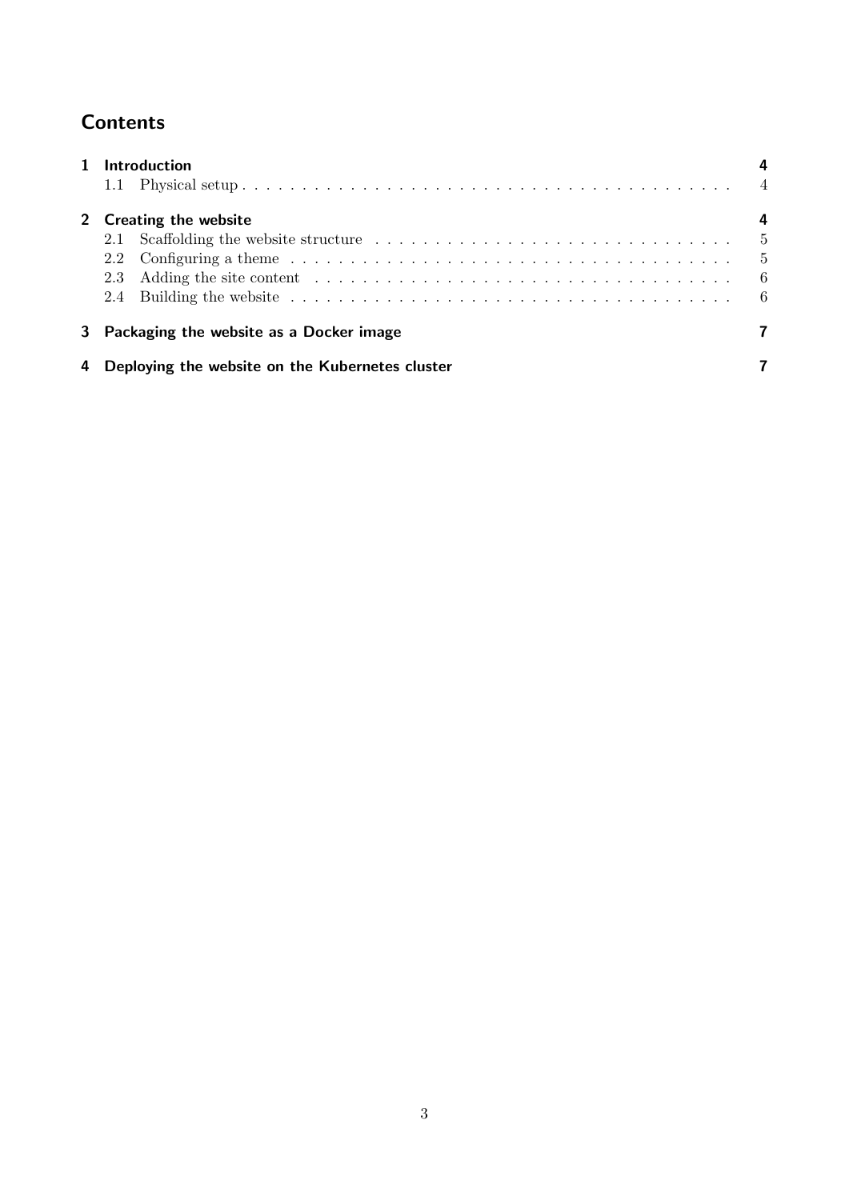# Contents

- **1 Introduction** — 4
  - 1.1 Physical setup — 4
- **2 Creating the website** — 4
  - 2.1 Scaffolding the website structure — 5
  - 2.2 Configuring a theme — 5
  - 2.3 Adding the site content — 6
  - 2.4 Building the website — 6
- **3 Packaging the website as a Docker image** — 7
- **4 Deploying the website on the Kubernetes cluster** — 7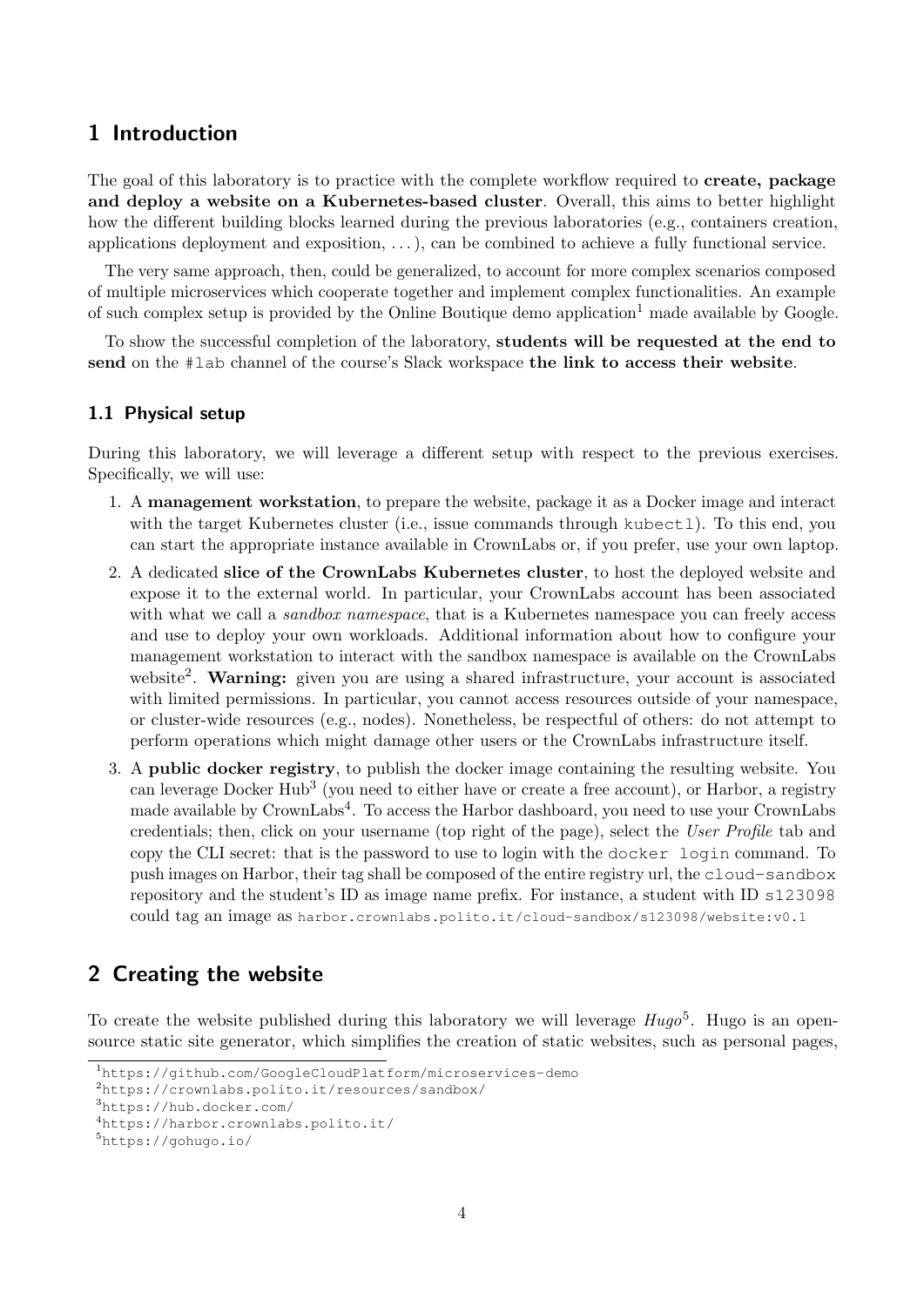# 1 Introduction

The goal of this laboratory is to practice with the complete workflow required to **create, package and deploy a website on a Kubernetes-based cluster**. Overall, this aims to better highlight how the different building blocks learned during the previous laboratories (e.g., containers creation, applications deployment and exposition, . . . ), can be combined to achieve a fully functional service.

The very same approach, then, could be generalized, to account for more complex scenarios composed of multiple microservices which cooperate together and implement complex functionalities. An example of such complex setup is provided by the Online Boutique demo application[1] made available by Google.

To show the successful completion of the laboratory, **students will be requested at the end to send** on the `#lab` channel of the course's Slack workspace **the link to access their website**.

## 1.1 Physical setup

During this laboratory, we will leverage a different setup with respect to the previous exercises. Specifically, we will use:

1. A **management workstation**, to prepare the website, package it as a Docker image and interact with the target Kubernetes cluster (i.e., issue commands through `kubectl`). To this end, you can start the appropriate instance available in CrownLabs or, if you prefer, use your own laptop.
2. A dedicated **slice of the CrownLabs Kubernetes cluster**, to host the deployed website and expose it to the external world. In particular, your CrownLabs account has been associated with what we call a *sandbox namespace*, that is a Kubernetes namespace you can freely access and use to deploy your own workloads. Additional information about how to configure your management workstation to interact with the sandbox namespace is available on the CrownLabs website[2]. **Warning:** given you are using a shared infrastructure, your account is associated with limited permissions. In particular, you cannot access resources outside of your namespace, or cluster-wide resources (e.g., nodes). Nonetheless, be respectful of others: do not attempt to perform operations which might damage other users or the CrownLabs infrastructure itself.
3. A **public docker registry**, to publish the docker image containing the resulting website. You can leverage Docker Hub[3] (you need to either have or create a free account), or Harbor, a registry made available by CrownLabs[4]. To access the Harbor dashboard, you need to use your CrownLabs credentials; then, click on your username (top right of the page), select the *User Profile* tab and copy the CLI secret: that is the password to use to login with the `docker login` command. To push images on Harbor, their tag shall be composed of the entire registry url, the `cloud-sandbox` repository and the student's ID as image name prefix. For instance, a student with ID `s123098` could tag an image as `harbor.crownlabs.polito.it/cloud-sandbox/s123098/website:v0.1`

# 2 Creating the website

To create the website published during this laboratory we will leverage *Hugo*[5]. Hugo is an open-source static site generator, which simplifies the creation of static websites, such as personal pages,

[1] https://github.com/GoogleCloudPlatform/microservices-demo

[2] https://crownlabs.polito.it/resources/sandbox/

[3] https://hub.docker.com/

[4] https://harbor.crownlabs.polito.it/

[5] https://gohugo.io/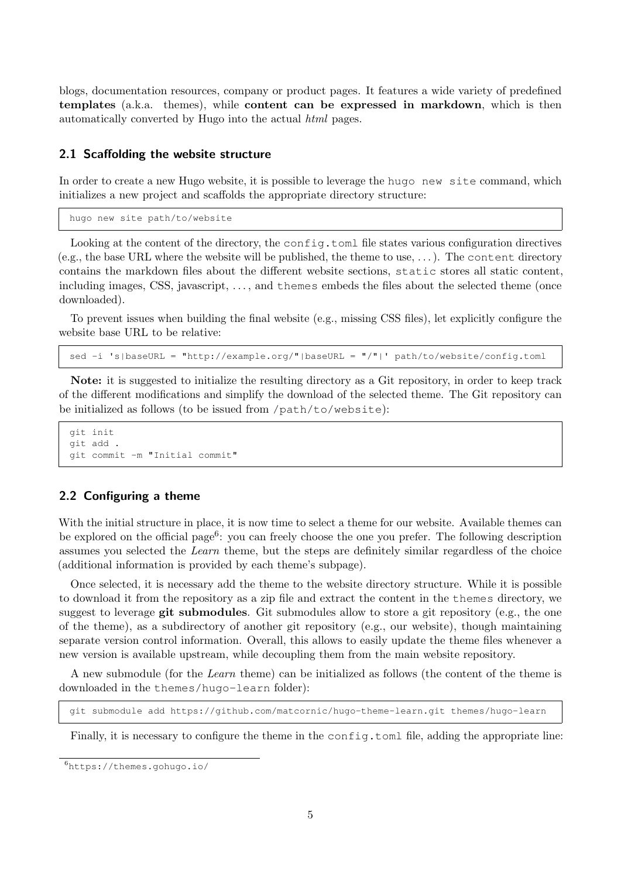blogs, documentation resources, company or product pages. It features a wide variety of predefined **templates** (a.k.a. themes), while **content can be expressed in markdown**, which is then automatically converted by Hugo into the actual *html* pages.

### 2.1 Scaffolding the website structure

In order to create a new Hugo website, it is possible to leverage the `hugo new site` command, which initializes a new project and scaffolds the appropriate directory structure:

```
hugo new site path/to/website
```

Looking at the content of the directory, the `config.toml` file states various configuration directives (e.g., the base URL where the website will be published, the theme to use, . . . ). The `content` directory contains the markdown files about the different website sections, `static` stores all static content, including images, CSS, javascript, . . . , and `themes` embeds the files about the selected theme (once downloaded).

To prevent issues when building the final website (e.g., missing CSS files), let explicitly configure the website base URL to be relative:

```
sed -i 's|baseURL = "http://example.org/"|baseURL = "/"|' path/to/website/config.toml
```

**Note:** it is suggested to initialize the resulting directory as a Git repository, in order to keep track of the different modifications and simplify the download of the selected theme. The Git repository can be initialized as follows (to be issued from `/path/to/website`):

```
git init
git add .
git commit -m "Initial commit"
```

### 2.2 Configuring a theme

With the initial structure in place, it is now time to select a theme for our website. Available themes can be explored on the official page[6]: you can freely choose the one you prefer. The following description assumes you selected the *Learn* theme, but the steps are definitely similar regardless of the choice (additional information is provided by each theme's subpage).

Once selected, it is necessary add the theme to the website directory structure. While it is possible to download it from the repository as a zip file and extract the content in the `themes` directory, we suggest to leverage **git submodules**. Git submodules allow to store a git repository (e.g., the one of the theme), as a subdirectory of another git repository (e.g., our website), though maintaining separate version control information. Overall, this allows to easily update the theme files whenever a new version is available upstream, while decoupling them from the main website repository.

A new submodule (for the *Learn* theme) can be initialized as follows (the content of the theme is downloaded in the `themes/hugo-learn` folder):

```
git submodule add https://github.com/matcornic/hugo-theme-learn.git themes/hugo-learn
```

Finally, it is necessary to configure the theme in the `config.toml` file, adding the appropriate line:

[6] https://themes.gohugo.io/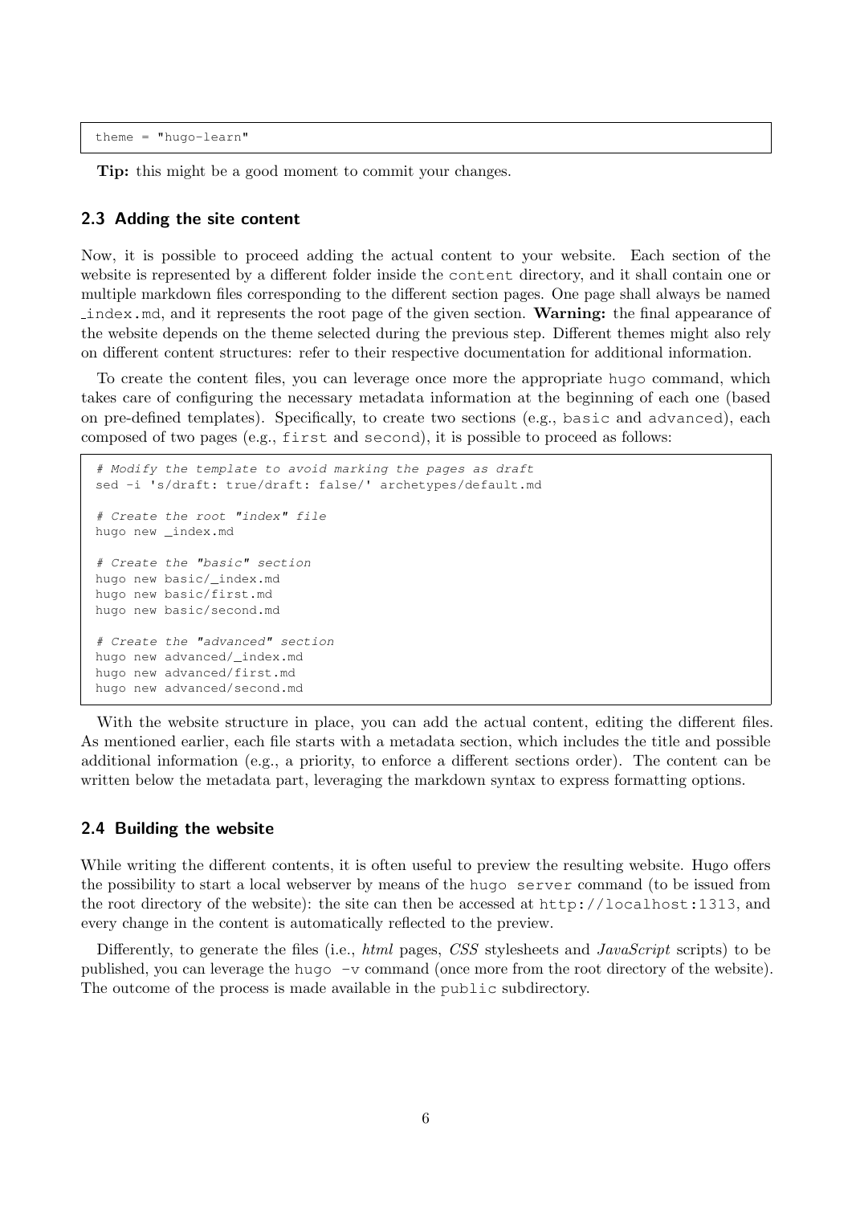```
theme = "hugo-learn"
```

**Tip:** this might be a good moment to commit your changes.

### 2.3 Adding the site content

Now, it is possible to proceed adding the actual content to your website. Each section of the website is represented by a different folder inside the `content` directory, and it shall contain one or multiple markdown files corresponding to the different section pages. One page shall always be named `_index.md`, and it represents the root page of the given section. **Warning:** the final appearance of the website depends on the theme selected during the previous step. Different themes might also rely on different content structures: refer to their respective documentation for additional information.

To create the content files, you can leverage once more the appropriate `hugo` command, which takes care of configuring the necessary metadata information at the beginning of each one (based on pre-defined templates). Specifically, to create two sections (e.g., `basic` and `advanced`), each composed of two pages (e.g., `first` and `second`), it is possible to proceed as follows:

```
# Modify the template to avoid marking the pages as draft
sed -i 's/draft: true/draft: false/' archetypes/default.md

# Create the root "index" file
hugo new _index.md

# Create the "basic" section
hugo new basic/_index.md
hugo new basic/first.md
hugo new basic/second.md

# Create the "advanced" section
hugo new advanced/_index.md
hugo new advanced/first.md
hugo new advanced/second.md
```

With the website structure in place, you can add the actual content, editing the different files. As mentioned earlier, each file starts with a metadata section, which includes the title and possible additional information (e.g., a priority, to enforce a different sections order). The content can be written below the metadata part, leveraging the markdown syntax to express formatting options.

### 2.4 Building the website

While writing the different contents, it is often useful to preview the resulting website. Hugo offers the possibility to start a local webserver by means of the `hugo server` command (to be issued from the root directory of the website): the site can then be accessed at `http://localhost:1313`, and every change in the content is automatically reflected to the preview.

Differently, to generate the files (i.e., *html* pages, *CSS* stylesheets and *JavaScript* scripts) to be published, you can leverage the `hugo -v` command (once more from the root directory of the website). The outcome of the process is made available in the `public` subdirectory.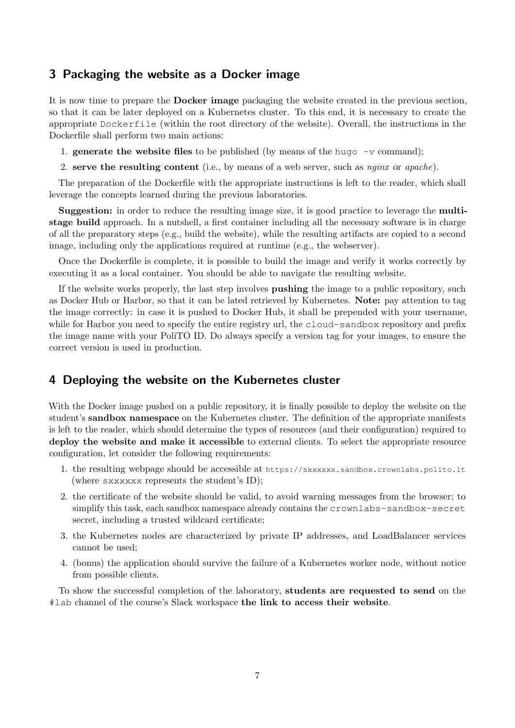## 3 Packaging the website as a Docker image

It is now time to prepare the **Docker image** packaging the website created in the previous section, so that it can be later deployed on a Kubernetes cluster. To this end, it is necessary to create the appropriate `Dockerfile` (within the root directory of the website). Overall, the instructions in the Dockerfile shall perform two main actions:

1. **generate the website files** to be published (by means of the `hugo -v` command);
2. **serve the resulting content** (i.e., by means of a web server, such as *nginx* or *apache*).

The preparation of the Dockerfile with the appropriate instructions is left to the reader, which shall leverage the concepts learned during the previous laboratories.

**Suggestion:** in order to reduce the resulting image size, it is good practice to leverage the **multi-stage build** approach. In a nutshell, a first container including all the necessary software is in charge of all the preparatory steps (e.g., build the website), while the resulting artifacts are copied to a second image, including only the applications required at runtime (e.g., the webserver).

Once the Dockerfile is complete, it is possible to build the image and verify it works correctly by executing it as a local container. You should be able to navigate the resulting website.

If the website works properly, the last step involves **pushing** the image to a public repository, such as Docker Hub or Harbor, so that it can be lated retrieved by Kubernetes. **Note:** pay attention to tag the image correctly: in case it is pushed to Docker Hub, it shall be prepended with your username, while for Harbor you need to specify the entire registry url, the `cloud-sandbox` repository and prefix the image name with your PoliTO ID. Do always specify a version tag for your images, to ensure the correct version is used in production.

## 4 Deploying the website on the Kubernetes cluster

With the Docker image pushed on a public repository, it is finally possible to deploy the website on the student's **sandbox namespace** on the Kubernetes cluster. The definition of the appropriate manifests is left to the reader, which should determine the types of resources (and their configuration) required to **deploy the website and make it accessible** to external clients. To select the appropriate resource configuration, let consider the following requirements:

1. the resulting webpage should be accessible at `https://sxxxxxx.sandbox.crownlabs.polito.it` (where `sxxxxxx` represents the student's ID);
2. the certificate of the website should be valid, to avoid warning messages from the browser; to simplify this task, each sandbox namespace already contains the `crownlabs-sandbox-secret` secret, including a trusted wildcard certificate;
3. the Kubernetes nodes are characterized by private IP addresses, and LoadBalancer services cannot be used;
4. (bonus) the application should survive the failure of a Kubernetes worker node, without notice from possible clients.

To show the successful completion of the laboratory, **students are requested to send** on the `#lab` channel of the course's Slack workspace **the link to access their website**.